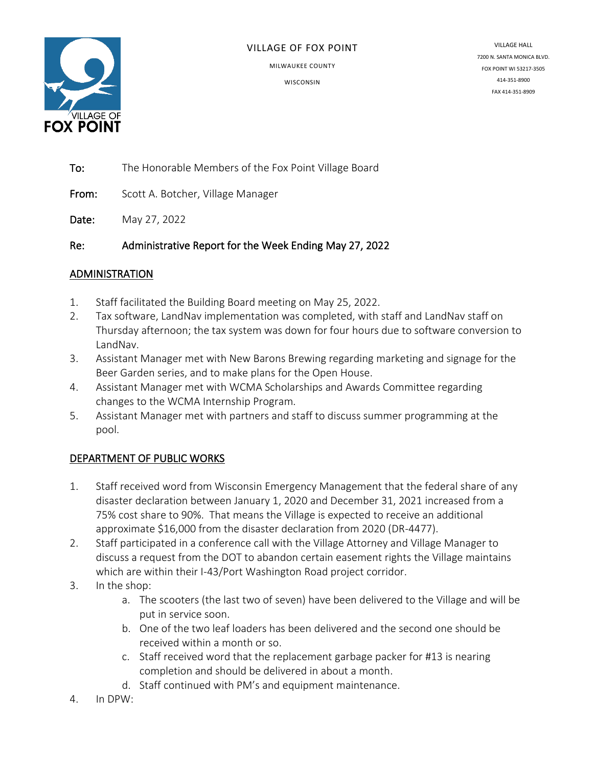VILLAGE OF FOX POINT

MILWAUKEE COUNTY

WISCONSIN

VILLAGE HALL
7200 N. SANTA MONICA BLVD.
FOX POINT WI 53217-3505
414-351-8900
FAX 414-351-8909

**To:** The Honorable Members of the Fox Point Village Board

**From:** Scott A. Botcher, Village Manager

**Date:** May 27, 2022

**Re:** **Administrative Report for the Week Ending May 27, 2022**

## ADMINISTRATION

1. Staff facilitated the Building Board meeting on May 25, 2022.
2. Tax software, LandNav implementation was completed, with staff and LandNav staff on Thursday afternoon; the tax system was down for four hours due to software conversion to LandNav.
3. Assistant Manager met with New Barons Brewing regarding marketing and signage for the Beer Garden series, and to make plans for the Open House.
4. Assistant Manager met with WCMA Scholarships and Awards Committee regarding changes to the WCMA Internship Program.
5. Assistant Manager met with partners and staff to discuss summer programming at the pool.

## DEPARTMENT OF PUBLIC WORKS

1. Staff received word from Wisconsin Emergency Management that the federal share of any disaster declaration between January 1, 2020 and December 31, 2021 increased from a 75% cost share to 90%. That means the Village is expected to receive an additional approximate $16,000 from the disaster declaration from 2020 (DR-4477).
2. Staff participated in a conference call with the Village Attorney and Village Manager to discuss a request from the DOT to abandon certain easement rights the Village maintains which are within their I-43/Port Washington Road project corridor.
3. In the shop:
   a. The scooters (the last two of seven) have been delivered to the Village and will be put in service soon.
   b. One of the two leaf loaders has been delivered and the second one should be received within a month or so.
   c. Staff received word that the replacement garbage packer for #13 is nearing completion and should be delivered in about a month.
   d. Staff continued with PM's and equipment maintenance.
4. In DPW: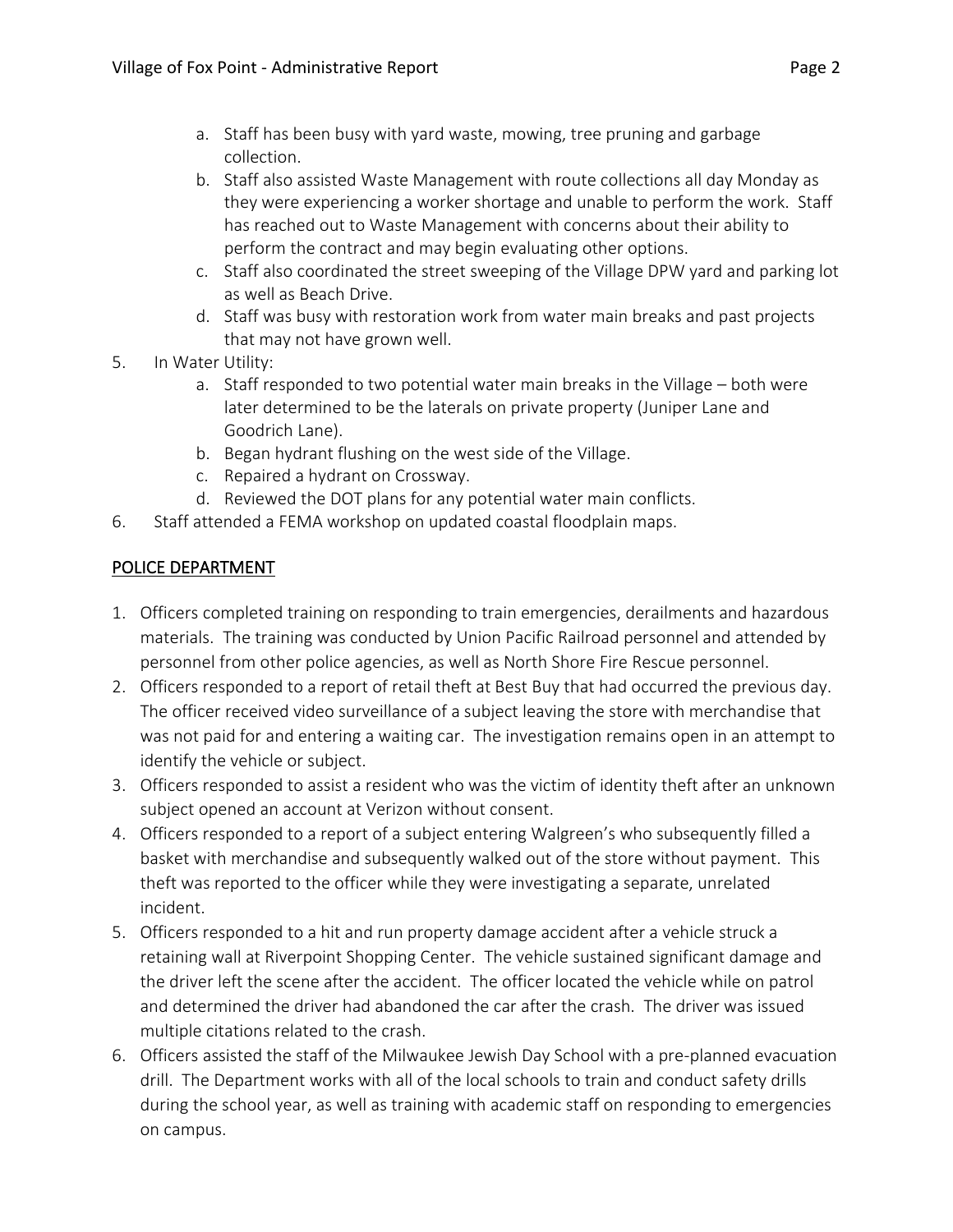a. Staff has been busy with yard waste, mowing, tree pruning and garbage collection.
   b. Staff also assisted Waste Management with route collections all day Monday as they were experiencing a worker shortage and unable to perform the work. Staff has reached out to Waste Management with concerns about their ability to perform the contract and may begin evaluating other options.
   c. Staff also coordinated the street sweeping of the Village DPW yard and parking lot as well as Beach Drive.
   d. Staff was busy with restoration work from water main breaks and past projects that may not have grown well.

5. In Water Utility:
   a. Staff responded to two potential water main breaks in the Village – both were later determined to be the laterals on private property (Juniper Lane and Goodrich Lane).
   b. Began hydrant flushing on the west side of the Village.
   c. Repaired a hydrant on Crossway.
   d. Reviewed the DOT plans for any potential water main conflicts.
6. Staff attended a FEMA workshop on updated coastal floodplain maps.

## POLICE DEPARTMENT

1. Officers completed training on responding to train emergencies, derailments and hazardous materials. The training was conducted by Union Pacific Railroad personnel and attended by personnel from other police agencies, as well as North Shore Fire Rescue personnel.
2. Officers responded to a report of retail theft at Best Buy that had occurred the previous day. The officer received video surveillance of a subject leaving the store with merchandise that was not paid for and entering a waiting car. The investigation remains open in an attempt to identify the vehicle or subject.
3. Officers responded to assist a resident who was the victim of identity theft after an unknown subject opened an account at Verizon without consent.
4. Officers responded to a report of a subject entering Walgreen's who subsequently filled a basket with merchandise and subsequently walked out of the store without payment. This theft was reported to the officer while they were investigating a separate, unrelated incident.
5. Officers responded to a hit and run property damage accident after a vehicle struck a retaining wall at Riverpoint Shopping Center. The vehicle sustained significant damage and the driver left the scene after the accident. The officer located the vehicle while on patrol and determined the driver had abandoned the car after the crash. The driver was issued multiple citations related to the crash.
6. Officers assisted the staff of the Milwaukee Jewish Day School with a pre-planned evacuation drill. The Department works with all of the local schools to train and conduct safety drills during the school year, as well as training with academic staff on responding to emergencies on campus.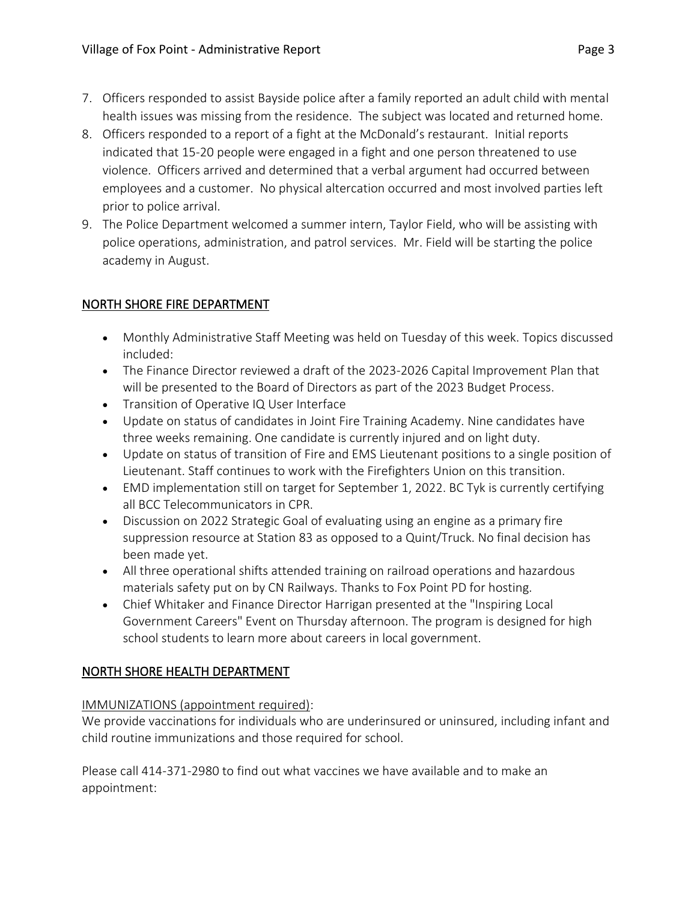7. Officers responded to assist Bayside police after a family reported an adult child with mental health issues was missing from the residence. The subject was located and returned home.
8. Officers responded to a report of a fight at the McDonald's restaurant. Initial reports indicated that 15-20 people were engaged in a fight and one person threatened to use violence. Officers arrived and determined that a verbal argument had occurred between employees and a customer. No physical altercation occurred and most involved parties left prior to police arrival.
9. The Police Department welcomed a summer intern, Taylor Field, who will be assisting with police operations, administration, and patrol services. Mr. Field will be starting the police academy in August.

## NORTH SHORE FIRE DEPARTMENT

- Monthly Administrative Staff Meeting was held on Tuesday of this week. Topics discussed included:
- The Finance Director reviewed a draft of the 2023-2026 Capital Improvement Plan that will be presented to the Board of Directors as part of the 2023 Budget Process.
- Transition of Operative IQ User Interface
- Update on status of candidates in Joint Fire Training Academy. Nine candidates have three weeks remaining. One candidate is currently injured and on light duty.
- Update on status of transition of Fire and EMS Lieutenant positions to a single position of Lieutenant. Staff continues to work with the Firefighters Union on this transition.
- EMD implementation still on target for September 1, 2022. BC Tyk is currently certifying all BCC Telecommunicators in CPR.
- Discussion on 2022 Strategic Goal of evaluating using an engine as a primary fire suppression resource at Station 83 as opposed to a Quint/Truck. No final decision has been made yet.
- All three operational shifts attended training on railroad operations and hazardous materials safety put on by CN Railways. Thanks to Fox Point PD for hosting.
- Chief Whitaker and Finance Director Harrigan presented at the "Inspiring Local Government Careers" Event on Thursday afternoon. The program is designed for high school students to learn more about careers in local government.

## NORTH SHORE HEALTH DEPARTMENT

IMMUNIZATIONS (appointment required):
We provide vaccinations for individuals who are underinsured or uninsured, including infant and child routine immunizations and those required for school.

Please call 414-371-2980 to find out what vaccines we have available and to make an appointment: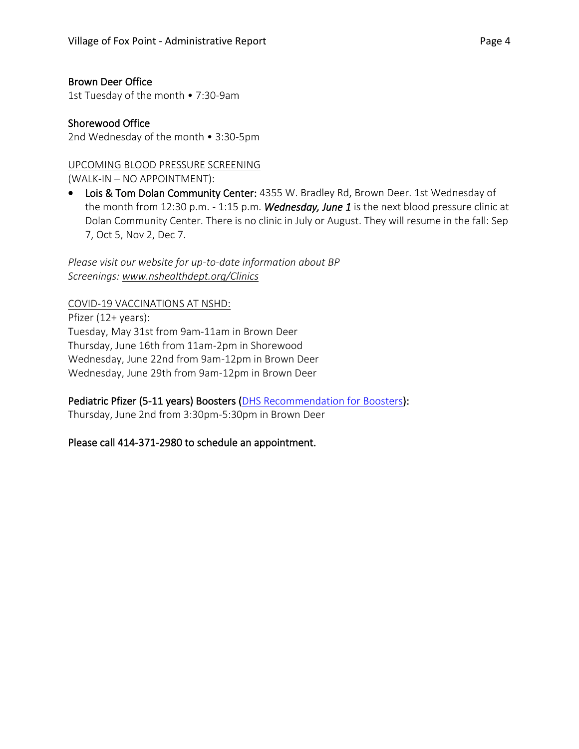**Brown Deer Office**
1st Tuesday of the month • 7:30-9am

**Shorewood Office**
2nd Wednesday of the month • 3:30-5pm

<u>UPCOMING BLOOD PRESSURE SCREENING</u>
(WALK-IN – NO APPOINTMENT):

- **Lois & Tom Dolan Community Center:** 4355 W. Bradley Rd, Brown Deer. 1st Wednesday of the month from 12:30 p.m. - 1:15 p.m. ***Wednesday, June 1*** is the next blood pressure clinic at Dolan Community Center. There is no clinic in July or August. They will resume in the fall: Sep 7, Oct 5, Nov 2, Dec 7.

*Please visit our website for up-to-date information about BP Screenings: www.nshealthdept.org/Clinics*

<u>COVID-19 VACCINATIONS AT NSHD:</u>
Pfizer (12+ years):
Tuesday, May 31st from 9am-11am in Brown Deer
Thursday, June 16th from 11am-2pm in Shorewood
Wednesday, June 22nd from 9am-12pm in Brown Deer
Wednesday, June 29th from 9am-12pm in Brown Deer

**Pediatric Pfizer (5-11 years) Boosters (DHS Recommendation for Boosters):**
Thursday, June 2nd from 3:30pm-5:30pm in Brown Deer

**Please call 414-371-2980 to schedule an appointment.**